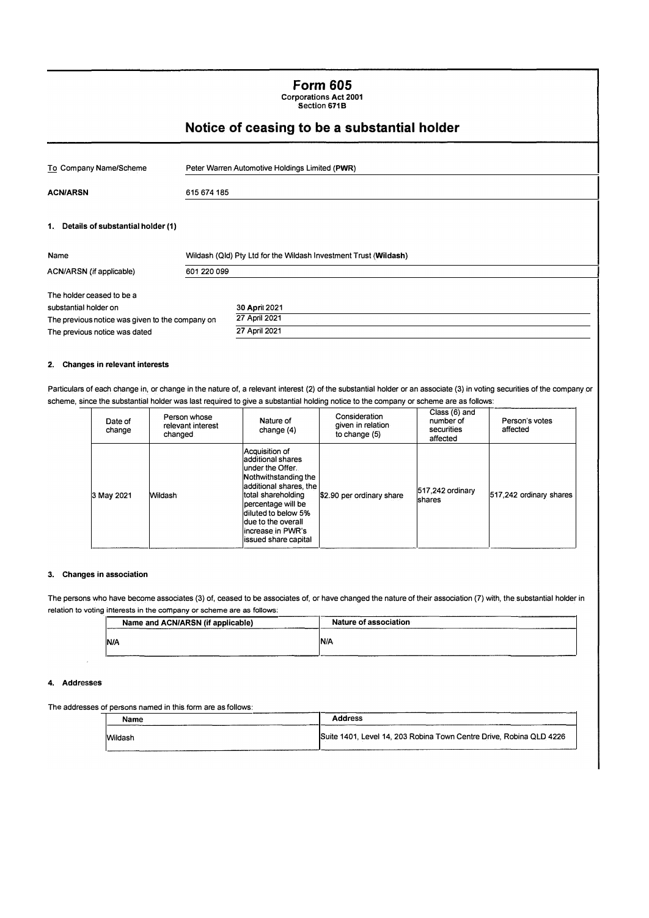# Form 605

**Corporations Act 2001**
**Section 671B**

## Notice of ceasing to be a substantial holder

| | |
|---|---|
| To Company Name/Scheme | Peter Warren Automotive Holdings Limited (**PWR**) |
| **ACN/ARSN** | 615 674 185 |

### 1. Details of substantial holder (1)

| | |
|---|---|
| Name | Wildash (Qld) Pty Ltd for the Wildash Investment Trust (**Wildash**) |
| ACN/ARSN (if applicable) | 601 220 099 |

| | |
|---|---|
| The holder ceased to be a substantial holder on | 30 April 2021 |
| The previous notice was given to the company on | 27 April 2021 |
| The previous notice was dated | 27 April 2021 |

### 2. Changes in relevant interests

Particulars of each change in, or change in the nature of, a relevant interest (2) of the substantial holder or an associate (3) in voting securities of the company or scheme, since the substantial holder was last required to give a substantial holding notice to the company or scheme are as follows:

| Date of change | Person whose relevant interest changed | Nature of change (4) | Consideration given in relation to change (5) | Class (6) and number of securities affected | Person's votes affected |
|---|---|---|---|---|---|
| 3 May 2021 | Wildash | Acquisition of additional shares under the Offer. Nothwithstanding the additional shares, the total shareholding percentage will be diluted to below 5% due to the overall increase in PWR's issued share capital | $2.90 per ordinary share | 517,242 ordinary shares | 517,242 ordinary shares |

### 3. Changes in association

The persons who have become associates (3) of, ceased to be associates of, or have changed the nature of their association (7) with, the substantial holder in relation to voting interests in the company or scheme are as follows:

| Name and ACN/ARSN (if applicable) | Nature of association |
|---|---|
| N/A | N/A |

### 4. Addresses

The addresses of persons named in this form are as follows:

| Name | Address |
|---|---|
| Wildash | Suite 1401, Level 14, 203 Robina Town Centre Drive, Robina QLD 4226 |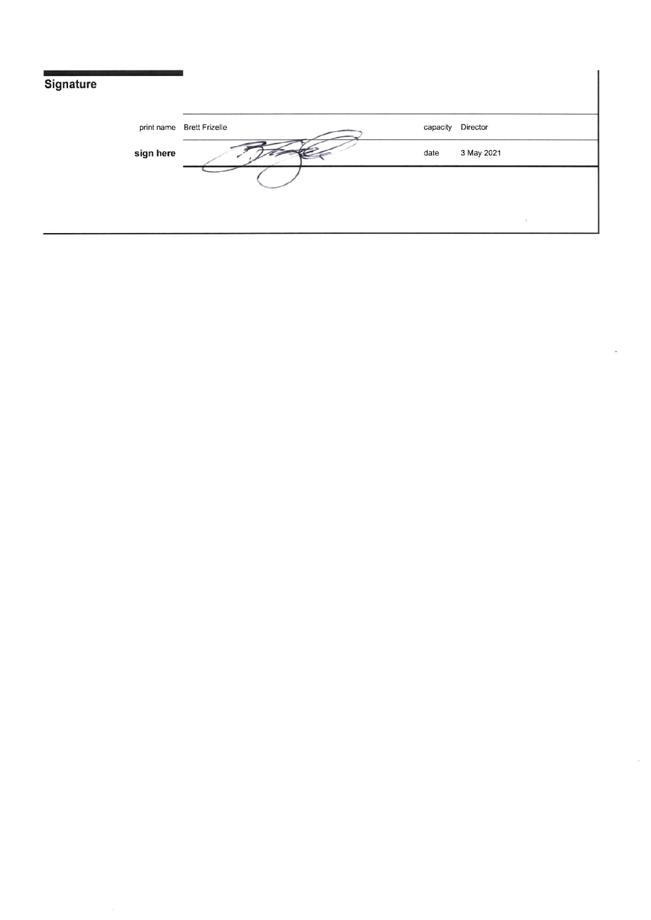## Signature

| | | | |
|---|---|---|---|
| print name | Brett Frizelle | capacity | Director |
| **sign here** | | date | 3 May 2021 |